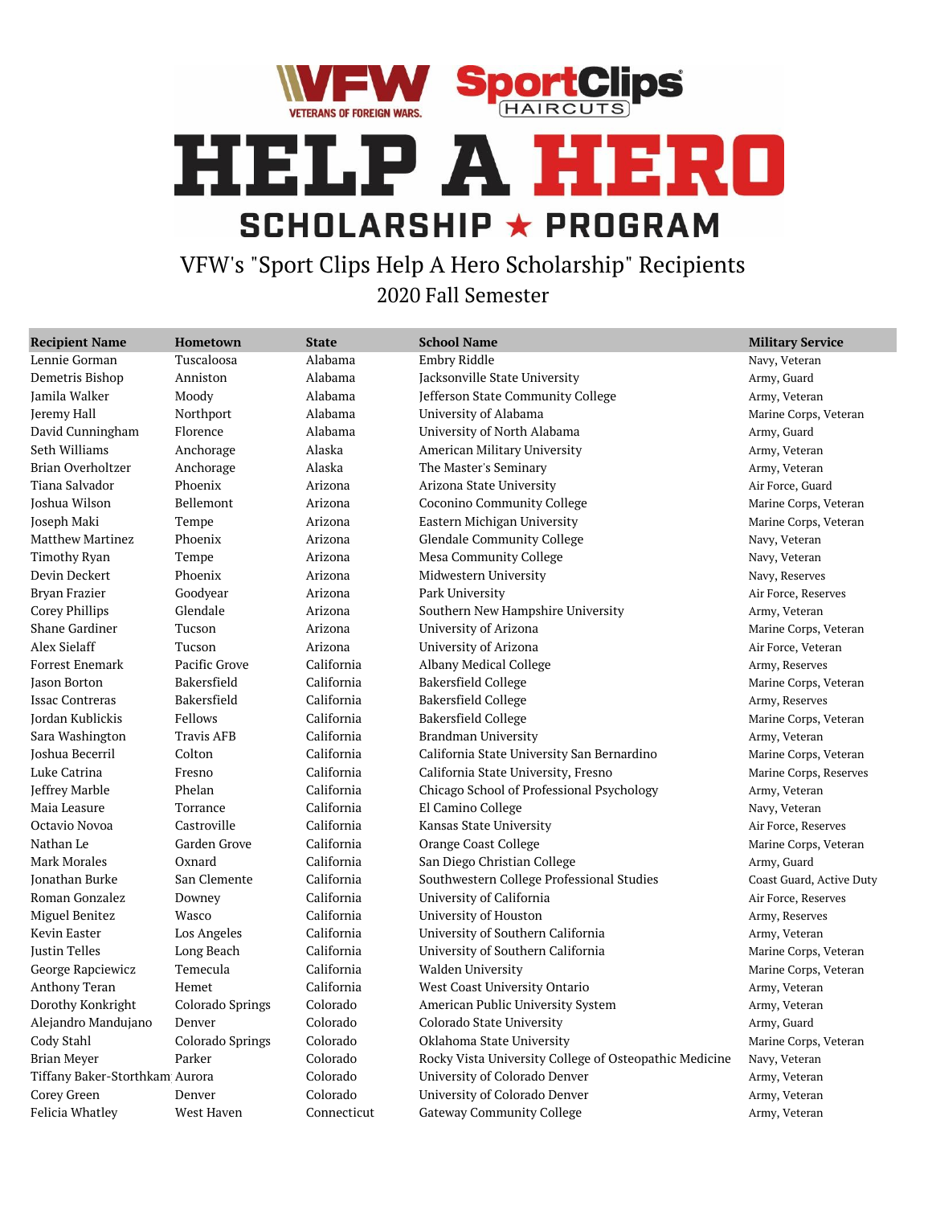# HELP A HERO SCHOLARSHIP ★ PROGRAM

## VFW's "Sport Clips Help A Hero Scholarship" Recipients

### 2020 Fall Semester

| Recipient Name | Hometown | State | School Name | Military Service |
|---|---|---|---|---|
| Lennie Gorman | Tuscaloosa | Alabama | Embry Riddle | Navy, Veteran |
| Demetris Bishop | Anniston | Alabama | Jacksonville State University | Army, Guard |
| Jamila Walker | Moody | Alabama | Jefferson State Community College | Army, Veteran |
| Jeremy Hall | Northport | Alabama | University of Alabama | Marine Corps, Veteran |
| David Cunningham | Florence | Alabama | University of North Alabama | Army, Guard |
| Seth Williams | Anchorage | Alaska | American Military University | Army, Veteran |
| Brian Overholtzer | Anchorage | Alaska | The Master's Seminary | Army, Veteran |
| Tiana Salvador | Phoenix | Arizona | Arizona State University | Air Force, Guard |
| Joshua Wilson | Bellemont | Arizona | Coconino Community College | Marine Corps, Veteran |
| Joseph Maki | Tempe | Arizona | Eastern Michigan University | Marine Corps, Veteran |
| Matthew Martinez | Phoenix | Arizona | Glendale Community College | Navy, Veteran |
| Timothy Ryan | Tempe | Arizona | Mesa Community College | Navy, Veteran |
| Devin Deckert | Phoenix | Arizona | Midwestern University | Navy, Reserves |
| Bryan Frazier | Goodyear | Arizona | Park University | Air Force, Reserves |
| Corey Phillips | Glendale | Arizona | Southern New Hampshire University | Army, Veteran |
| Shane Gardiner | Tucson | Arizona | University of Arizona | Marine Corps, Veteran |
| Alex Sielaff | Tucson | Arizona | University of Arizona | Air Force, Veteran |
| Forrest Enemark | Pacific Grove | California | Albany Medical College | Army, Reserves |
| Jason Borton | Bakersfield | California | Bakersfield College | Marine Corps, Veteran |
| Issac Contreras | Bakersfield | California | Bakersfield College | Army, Reserves |
| Jordan Kublickis | Fellows | California | Bakersfield College | Marine Corps, Veteran |
| Sara Washington | Travis AFB | California | Brandman University | Army, Veteran |
| Joshua Becerril | Colton | California | California State University San Bernardino | Marine Corps, Veteran |
| Luke Catrina | Fresno | California | California State University, Fresno | Marine Corps, Reserves |
| Jeffrey Marble | Phelan | California | Chicago School of Professional Psychology | Army, Veteran |
| Maia Leasure | Torrance | California | El Camino College | Navy, Veteran |
| Octavio Novoa | Castroville | California | Kansas State University | Air Force, Reserves |
| Nathan Le | Garden Grove | California | Orange Coast College | Marine Corps, Veteran |
| Mark Morales | Oxnard | California | San Diego Christian College | Army, Guard |
| Jonathan Burke | San Clemente | California | Southwestern College Professional Studies | Coast Guard, Active Duty |
| Roman Gonzalez | Downey | California | University of California | Air Force, Reserves |
| Miguel Benitez | Wasco | California | University of Houston | Army, Reserves |
| Kevin Easter | Los Angeles | California | University of Southern California | Army, Veteran |
| Justin Telles | Long Beach | California | University of Southern California | Marine Corps, Veteran |
| George Rapciewicz | Temecula | California | Walden University | Marine Corps, Veteran |
| Anthony Teran | Hemet | California | West Coast University Ontario | Army, Veteran |
| Dorothy Konkright | Colorado Springs | Colorado | American Public University System | Army, Veteran |
| Alejandro Mandujano | Denver | Colorado | Colorado State University | Army, Guard |
| Cody Stahl | Colorado Springs | Colorado | Oklahoma State University | Marine Corps, Veteran |
| Brian Meyer | Parker | Colorado | Rocky Vista University College of Osteopathic Medicine | Navy, Veteran |
| Tiffany Baker-Storthkam | Aurora | Colorado | University of Colorado Denver | Army, Veteran |
| Corey Green | Denver | Colorado | University of Colorado Denver | Army, Veteran |
| Felicia Whatley | West Haven | Connecticut | Gateway Community College | Army, Veteran |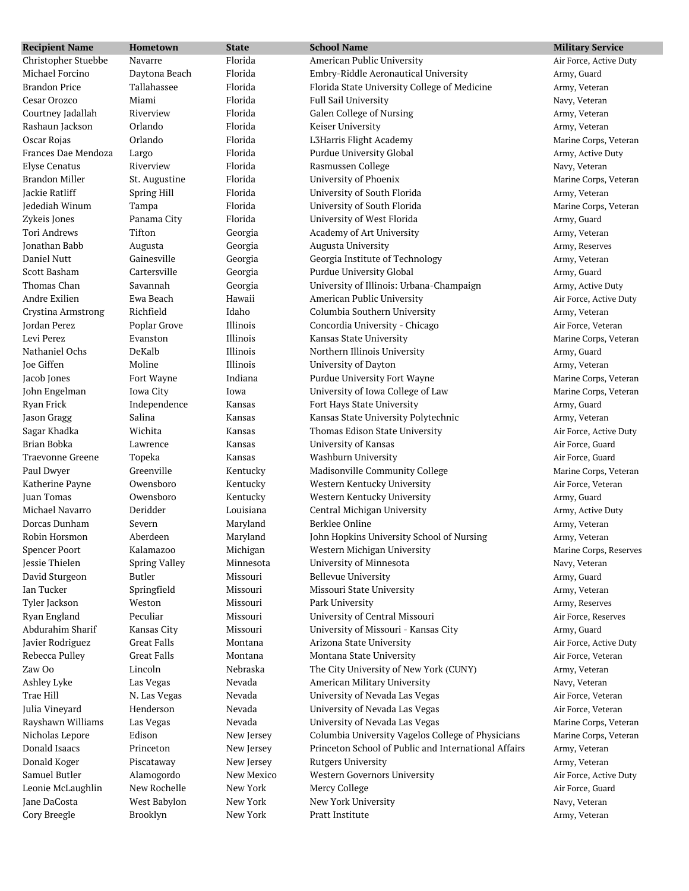| Recipient Name | Hometown | State | School Name | Military Service |
|---|---|---|---|---|
| Christopher Stuebbe | Navarre | Florida | American Public University | Air Force, Active Duty |
| Michael Forcino | Daytona Beach | Florida | Embry-Riddle Aeronautical University | Army, Guard |
| Brandon Price | Tallahassee | Florida | Florida State University College of Medicine | Army, Veteran |
| Cesar Orozco | Miami | Florida | Full Sail University | Navy, Veteran |
| Courtney Jadallah | Riverview | Florida | Galen College of Nursing | Army, Veteran |
| Rashaun Jackson | Orlando | Florida | Keiser University | Army, Veteran |
| Oscar Rojas | Orlando | Florida | L3Harris Flight Academy | Marine Corps, Veteran |
| Frances Dae Mendoza | Largo | Florida | Purdue University Global | Army, Active Duty |
| Elyse Cenatus | Riverview | Florida | Rasmussen College | Navy, Veteran |
| Brandon Miller | St. Augustine | Florida | University of Phoenix | Marine Corps, Veteran |
| Jackie Ratliff | Spring Hill | Florida | University of South Florida | Army, Veteran |
| Jedediah Winum | Tampa | Florida | University of South Florida | Marine Corps, Veteran |
| Zykeis Jones | Panama City | Florida | University of West Florida | Army, Guard |
| Tori Andrews | Tifton | Georgia | Academy of Art University | Army, Veteran |
| Jonathan Babb | Augusta | Georgia | Augusta University | Army, Reserves |
| Daniel Nutt | Gainesville | Georgia | Georgia Institute of Technology | Army, Veteran |
| Scott Basham | Cartersville | Georgia | Purdue University Global | Army, Guard |
| Thomas Chan | Savannah | Georgia | University of Illinois: Urbana-Champaign | Army, Active Duty |
| Andre Exilien | Ewa Beach | Hawaii | American Public University | Air Force, Active Duty |
| Crystina Armstrong | Richfield | Idaho | Columbia Southern University | Army, Veteran |
| Jordan Perez | Poplar Grove | Illinois | Concordia University - Chicago | Air Force, Veteran |
| Levi Perez | Evanston | Illinois | Kansas State University | Marine Corps, Veteran |
| Nathaniel Ochs | DeKalb | Illinois | Northern Illinois University | Army, Guard |
| Joe Giffen | Moline | Illinois | University of Dayton | Army, Veteran |
| Jacob Jones | Fort Wayne | Indiana | Purdue University Fort Wayne | Marine Corps, Veteran |
| John Engelman | Iowa City | Iowa | University of Iowa College of Law | Marine Corps, Veteran |
| Ryan Frick | Independence | Kansas | Fort Hays State University | Army, Guard |
| Jason Gragg | Salina | Kansas | Kansas State University Polytechnic | Army, Veteran |
| Sagar Khadka | Wichita | Kansas | Thomas Edison State University | Air Force, Active Duty |
| Brian Bobka | Lawrence | Kansas | University of Kansas | Air Force, Guard |
| Traevonne Greene | Topeka | Kansas | Washburn University | Air Force, Guard |
| Paul Dwyer | Greenville | Kentucky | Madisonville Community College | Marine Corps, Veteran |
| Katherine Payne | Owensboro | Kentucky | Western Kentucky University | Air Force, Veteran |
| Juan Tomas | Owensboro | Kentucky | Western Kentucky University | Army, Guard |
| Michael Navarro | Deridder | Louisiana | Central Michigan University | Army, Active Duty |
| Dorcas Dunham | Severn | Maryland | Berklee Online | Army, Veteran |
| Robin Horsmon | Aberdeen | Maryland | John Hopkins University School of Nursing | Army, Veteran |
| Spencer Poort | Kalamazoo | Michigan | Western Michigan University | Marine Corps, Reserves |
| Jessie Thielen | Spring Valley | Minnesota | University of Minnesota | Navy, Veteran |
| David Sturgeon | Butler | Missouri | Bellevue University | Army, Guard |
| Ian Tucker | Springfield | Missouri | Missouri State University | Army, Veteran |
| Tyler Jackson | Weston | Missouri | Park University | Army, Reserves |
| Ryan England | Peculiar | Missouri | University of Central Missouri | Air Force, Reserves |
| Abdurahim Sharif | Kansas City | Missouri | University of Missouri - Kansas City | Army, Guard |
| Javier Rodriguez | Great Falls | Montana | Arizona State University | Air Force, Active Duty |
| Rebecca Pulley | Great Falls | Montana | Montana State University | Air Force, Veteran |
| Zaw Oo | Lincoln | Nebraska | The City University of New York (CUNY) | Army, Veteran |
| Ashley Lyke | Las Vegas | Nevada | American Military University | Navy, Veteran |
| Trae Hill | N. Las Vegas | Nevada | University of Nevada Las Vegas | Air Force, Veteran |
| Julia Vineyard | Henderson | Nevada | University of Nevada Las Vegas | Air Force, Veteran |
| Rayshawn Williams | Las Vegas | Nevada | University of Nevada Las Vegas | Marine Corps, Veteran |
| Nicholas Lepore | Edison | New Jersey | Columbia University Vagelos College of Physicians | Marine Corps, Veteran |
| Donald Isaacs | Princeton | New Jersey | Princeton School of Public and International Affairs | Army, Veteran |
| Donald Koger | Piscataway | New Jersey | Rutgers University | Army, Veteran |
| Samuel Butler | Alamogordo | New Mexico | Western Governors University | Air Force, Active Duty |
| Leonie McLaughlin | New Rochelle | New York | Mercy College | Air Force, Guard |
| Jane DaCosta | West Babylon | New York | New York University | Navy, Veteran |
| Cory Breegle | Brooklyn | New York | Pratt Institute | Army, Veteran |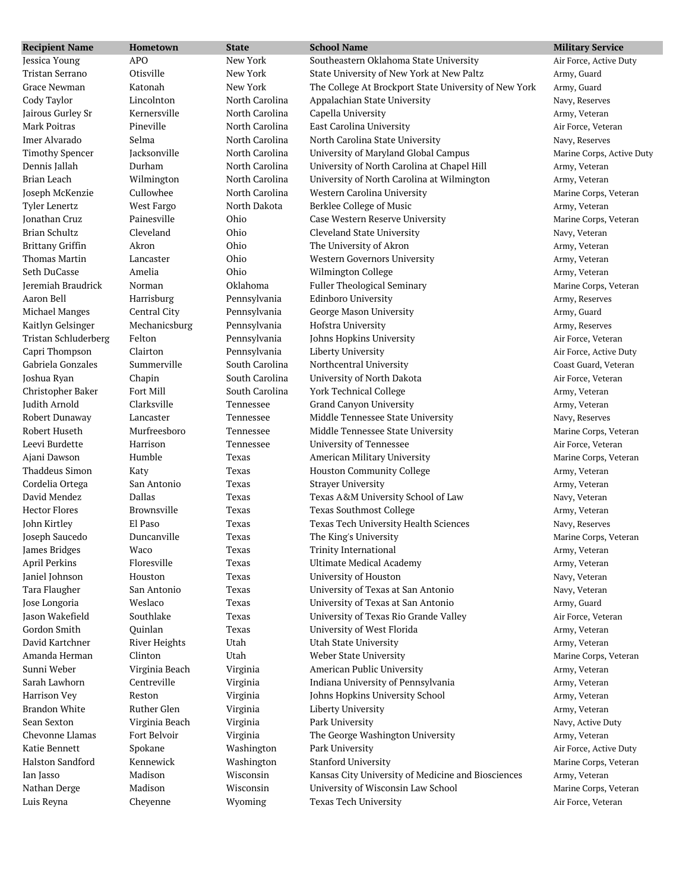| Recipient Name | Hometown | State | School Name | Military Service |
| --- | --- | --- | --- | --- |
| Jessica Young | APO | New York | Southeastern Oklahoma State University | Air Force, Active Duty |
| Tristan Serrano | Otisville | New York | State University of New York at New Paltz | Army, Guard |
| Grace Newman | Katonah | New York | The College At Brockport State University of New York | Army, Guard |
| Cody Taylor | Lincolnton | North Carolina | Appalachian State University | Navy, Reserves |
| Jairous Gurley Sr | Kernersville | North Carolina | Capella University | Army, Veteran |
| Mark Poitras | Pineville | North Carolina | East Carolina University | Air Force, Veteran |
| Imer Alvarado | Selma | North Carolina | North Carolina State University | Navy, Reserves |
| Timothy Spencer | Jacksonville | North Carolina | University of Maryland Global Campus | Marine Corps, Active Duty |
| Dennis Jallah | Durham | North Carolina | University of North Carolina at Chapel Hill | Army, Veteran |
| Brian Leach | Wilmington | North Carolina | University of North Carolina at Wilmington | Army, Veteran |
| Joseph McKenzie | Cullowhee | North Carolina | Western Carolina University | Marine Corps, Veteran |
| Tyler Lenertz | West Fargo | North Dakota | Berklee College of Music | Army, Veteran |
| Jonathan Cruz | Painesville | Ohio | Case Western Reserve University | Marine Corps, Veteran |
| Brian Schultz | Cleveland | Ohio | Cleveland State University | Navy, Veteran |
| Brittany Griffin | Akron | Ohio | The University of Akron | Army, Veteran |
| Thomas Martin | Lancaster | Ohio | Western Governors University | Army, Veteran |
| Seth DuCasse | Amelia | Ohio | Wilmington College | Army, Veteran |
| Jeremiah Braudrick | Norman | Oklahoma | Fuller Theological Seminary | Marine Corps, Veteran |
| Aaron Bell | Harrisburg | Pennsylvania | Edinboro University | Army, Reserves |
| Michael Manges | Central City | Pennsylvania | George Mason University | Army, Guard |
| Kaitlyn Gelsinger | Mechanicsburg | Pennsylvania | Hofstra University | Army, Reserves |
| Tristan Schluderberg | Felton | Pennsylvania | Johns Hopkins University | Air Force, Veteran |
| Capri Thompson | Clairton | Pennsylvania | Liberty University | Air Force, Active Duty |
| Gabriela Gonzales | Summerville | South Carolina | Northcentral University | Coast Guard, Veteran |
| Joshua Ryan | Chapin | South Carolina | University of North Dakota | Air Force, Veteran |
| Christopher Baker | Fort Mill | South Carolina | York Technical College | Army, Veteran |
| Judith Arnold | Clarksville | Tennessee | Grand Canyon University | Army, Veteran |
| Robert Dunaway | Lancaster | Tennessee | Middle Tennessee State University | Navy, Reserves |
| Robert Huseth | Murfreesboro | Tennessee | Middle Tennessee State University | Marine Corps, Veteran |
| Leevi Burdette | Harrison | Tennessee | University of Tennessee | Air Force, Veteran |
| Ajani Dawson | Humble | Texas | American Military University | Marine Corps, Veteran |
| Thaddeus Simon | Katy | Texas | Houston Community College | Army, Veteran |
| Cordelia Ortega | San Antonio | Texas | Strayer University | Army, Veteran |
| David Mendez | Dallas | Texas | Texas A&M University School of Law | Navy, Veteran |
| Hector Flores | Brownsville | Texas | Texas Southmost College | Army, Veteran |
| John Kirtley | El Paso | Texas | Texas Tech University Health Sciences | Navy, Reserves |
| Joseph Saucedo | Duncanville | Texas | The King's University | Marine Corps, Veteran |
| James Bridges | Waco | Texas | Trinity International | Army, Veteran |
| April Perkins | Floresville | Texas | Ultimate Medical Academy | Army, Veteran |
| Janiel Johnson | Houston | Texas | University of Houston | Navy, Veteran |
| Tara Flaugher | San Antonio | Texas | University of Texas at San Antonio | Navy, Veteran |
| Jose Longoria | Weslaco | Texas | University of Texas at San Antonio | Army, Guard |
| Jason Wakefield | Southlake | Texas | University of Texas Rio Grande Valley | Air Force, Veteran |
| Gordon Smith | Quinlan | Texas | University of West Florida | Army, Veteran |
| David Kartchner | River Heights | Utah | Utah State University | Army, Veteran |
| Amanda Herman | Clinton | Utah | Weber State University | Marine Corps, Veteran |
| Sunni Weber | Virginia Beach | Virginia | American Public University | Army, Veteran |
| Sarah Lawhorn | Centreville | Virginia | Indiana University of Pennsylvania | Army, Veteran |
| Harrison Vey | Reston | Virginia | Johns Hopkins University School | Army, Veteran |
| Brandon White | Ruther Glen | Virginia | Liberty University | Army, Veteran |
| Sean Sexton | Virginia Beach | Virginia | Park University | Navy, Active Duty |
| Chevonne Llamas | Fort Belvoir | Virginia | The George Washington University | Army, Veteran |
| Katie Bennett | Spokane | Washington | Park University | Air Force, Active Duty |
| Halston Sandford | Kennewick | Washington | Stanford University | Marine Corps, Veteran |
| Ian Jasso | Madison | Wisconsin | Kansas City University of Medicine and Biosciences | Army, Veteran |
| Nathan Derge | Madison | Wisconsin | University of Wisconsin Law School | Marine Corps, Veteran |
| Luis Reyna | Cheyenne | Wyoming | Texas Tech University | Air Force, Veteran |